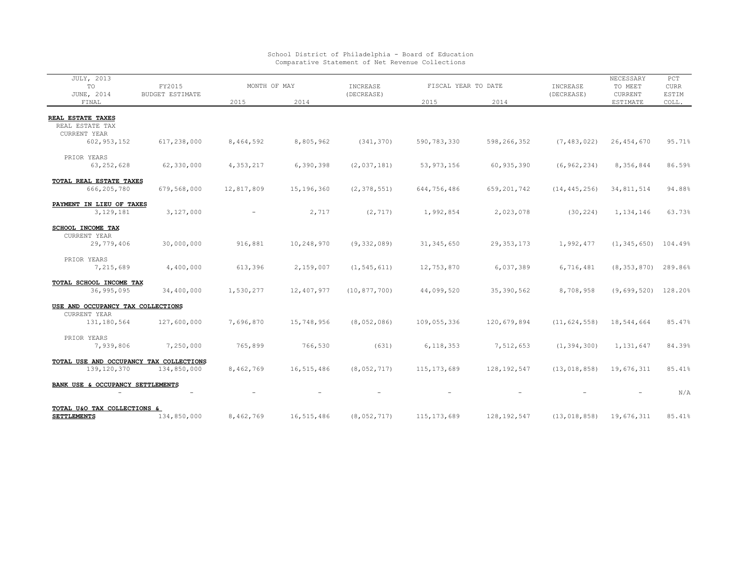School District of Philadelphia - Board of Education
Comparative Statement of Net Revenue Collections

| JULY, 2013 TO JUNE, 2014 FINAL | FY2015 BUDGET ESTIMATE | MONTH OF MAY 2015 | MONTH OF MAY 2014 | INCREASE (DECREASE) | FISCAL YEAR TO DATE 2015 | FISCAL YEAR TO DATE 2014 | INCREASE (DECREASE) | NECESSARY TO MEET CURRENT ESTIMATE | PCT CURR ESTIM COLL. |
|---|---|---|---|---|---|---|---|---|---|
| **REAL ESTATE TAXES** | | | | | | | | | |
| REAL ESTATE TAX | | | | | | | | | |
| CURRENT YEAR | | | | | | | | | |
| 602,953,152 | 617,238,000 | 8,464,592 | 8,805,962 | (341,370) | 590,783,330 | 598,266,352 | (7,483,022) | 26,454,670 | 95.71% |
| PRIOR YEARS | | | | | | | | | |
| 63,252,628 | 62,330,000 | 4,353,217 | 6,390,398 | (2,037,181) | 53,973,156 | 60,935,390 | (6,962,234) | 8,356,844 | 86.59% |
| **TOTAL REAL ESTATE TAXES** | | | | | | | | | |
| 666,205,780 | 679,568,000 | 12,817,809 | 15,196,360 | (2,378,551) | 644,756,486 | 659,201,742 | (14,445,256) | 34,811,514 | 94.88% |
| **PAYMENT IN LIEU OF TAXES** | | | | | | | | | |
| 3,129,181 | 3,127,000 | - | 2,717 | (2,717) | 1,992,854 | 2,023,078 | (30,224) | 1,134,146 | 63.73% |
| **SCHOOL INCOME TAX** | | | | | | | | | |
| CURRENT YEAR | | | | | | | | | |
| 29,779,406 | 30,000,000 | 916,881 | 10,248,970 | (9,332,089) | 31,345,650 | 29,353,173 | 1,992,477 | (1,345,650) | 104.49% |
| PRIOR YEARS | | | | | | | | | |
| 7,215,689 | 4,400,000 | 613,396 | 2,159,007 | (1,545,611) | 12,753,870 | 6,037,389 | 6,716,481 | (8,353,870) | 289.86% |
| **TOTAL SCHOOL INCOME TAX** | | | | | | | | | |
| 36,995,095 | 34,400,000 | 1,530,277 | 12,407,977 | (10,877,700) | 44,099,520 | 35,390,562 | 8,708,958 | (9,699,520) | 128.20% |
| **USE AND OCCUPANCY TAX COLLECTIONS** | | | | | | | | | |
| CURRENT YEAR | | | | | | | | | |
| 131,180,564 | 127,600,000 | 7,696,870 | 15,748,956 | (8,052,086) | 109,055,336 | 120,679,894 | (11,624,558) | 18,544,664 | 85.47% |
| PRIOR YEARS | | | | | | | | | |
| 7,939,806 | 7,250,000 | 765,899 | 766,530 | (631) | 6,118,353 | 7,512,653 | (1,394,300) | 1,131,647 | 84.39% |
| **TOTAL USE AND OCCUPANCY TAX COLLECTIONS** | | | | | | | | | |
| 139,120,370 | 134,850,000 | 8,462,769 | 16,515,486 | (8,052,717) | 115,173,689 | 128,192,547 | (13,018,858) | 19,676,311 | 85.41% |
| **BANK USE & OCCUPANCY SETTLEMENTS** | | | | | | | | | |
| - | - | - | - | - | - | - | - | - | N/A |
| **TOTAL U&O TAX COLLECTIONS & SETTLEMENTS** | 134,850,000 | 8,462,769 | 16,515,486 | (8,052,717) | 115,173,689 | 128,192,547 | (13,018,858) | 19,676,311 | 85.41% |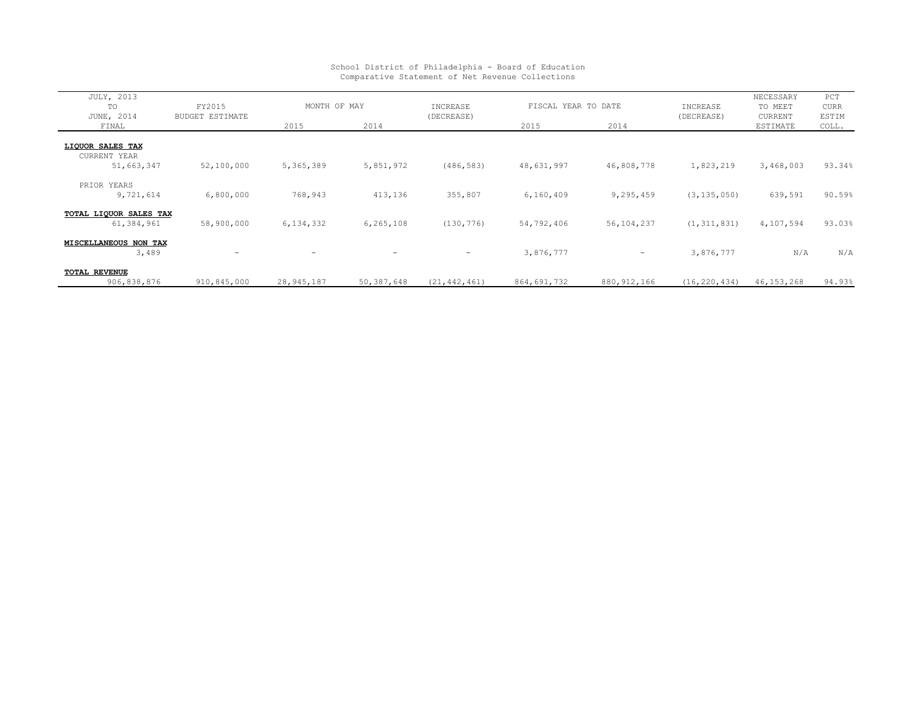School District of Philadelphia - Board of Education
Comparative Statement of Net Revenue Collections

| JULY, 2013 TO JUNE, 2014 FINAL | FY2015 BUDGET ESTIMATE | MONTH OF MAY 2015 | MONTH OF MAY 2014 | INCREASE (DECREASE) | FISCAL YEAR TO DATE 2015 | FISCAL YEAR TO DATE 2014 | INCREASE (DECREASE) | NECESSARY TO MEET CURRENT ESTIMATE | PCT CURR ESTIM COLL. |
|---|---|---|---|---|---|---|---|---|---|
| **LIQUOR SALES TAX** | | | | | | | | | |
| CURRENT YEAR | | | | | | | | | |
| 51,663,347 | 52,100,000 | 5,365,389 | 5,851,972 | (486,583) | 48,631,997 | 46,808,778 | 1,823,219 | 3,468,003 | 93.34% |
| PRIOR YEARS | | | | | | | | | |
| 9,721,614 | 6,800,000 | 768,943 | 413,136 | 355,807 | 6,160,409 | 9,295,459 | (3,135,050) | 639,591 | 90.59% |
| **TOTAL LIQUOR SALES TAX** | | | | | | | | | |
| 61,384,961 | 58,900,000 | 6,134,332 | 6,265,108 | (130,776) | 54,792,406 | 56,104,237 | (1,311,831) | 4,107,594 | 93.03% |
| **MISCELLANEOUS NON TAX** | | | | | | | | | |
| 3,489 | - | - | - | - | 3,876,777 | - | 3,876,777 | N/A | N/A |
| **TOTAL REVENUE** | | | | | | | | | |
| 906,838,876 | 910,845,000 | 28,945,187 | 50,387,648 | (21,442,461) | 864,691,732 | 880,912,166 | (16,220,434) | 46,153,268 | 94.93% |